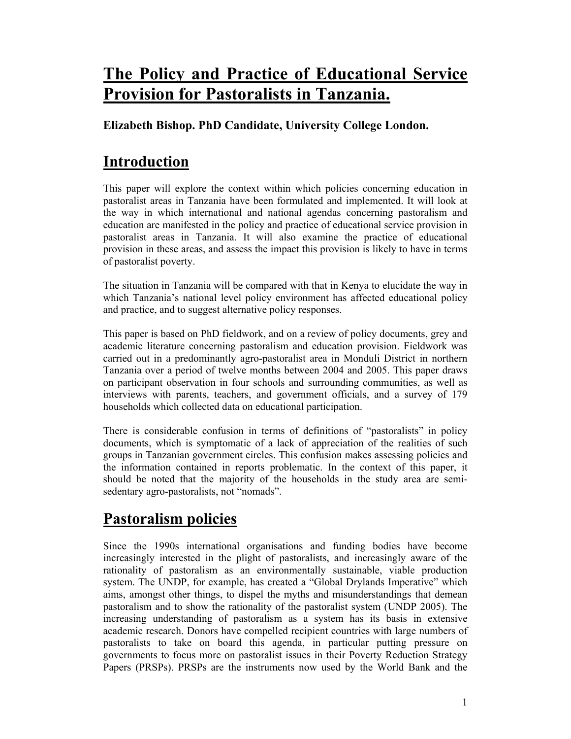# The Policy and Practice of Educational Service Provision for Pastoralists in Tanzania.

**Elizabeth Bishop. PhD Candidate, University College London.**

## Introduction

This paper will explore the context within which policies concerning education in pastoralist areas in Tanzania have been formulated and implemented. It will look at the way in which international and national agendas concerning pastoralism and education are manifested in the policy and practice of educational service provision in pastoralist areas in Tanzania. It will also examine the practice of educational provision in these areas, and assess the impact this provision is likely to have in terms of pastoralist poverty.

The situation in Tanzania will be compared with that in Kenya to elucidate the way in which Tanzania's national level policy environment has affected educational policy and practice, and to suggest alternative policy responses.

This paper is based on PhD fieldwork, and on a review of policy documents, grey and academic literature concerning pastoralism and education provision. Fieldwork was carried out in a predominantly agro-pastoralist area in Monduli District in northern Tanzania over a period of twelve months between 2004 and 2005. This paper draws on participant observation in four schools and surrounding communities, as well as interviews with parents, teachers, and government officials, and a survey of 179 households which collected data on educational participation.

There is considerable confusion in terms of definitions of "pastoralists" in policy documents, which is symptomatic of a lack of appreciation of the realities of such groups in Tanzanian government circles. This confusion makes assessing policies and the information contained in reports problematic. In the context of this paper, it should be noted that the majority of the households in the study area are semi-sedentary agro-pastoralists, not "nomads".

## Pastoralism policies

Since the 1990s international organisations and funding bodies have become increasingly interested in the plight of pastoralists, and increasingly aware of the rationality of pastoralism as an environmentally sustainable, viable production system. The UNDP, for example, has created a "Global Drylands Imperative" which aims, amongst other things, to dispel the myths and misunderstandings that demean pastoralism and to show the rationality of the pastoralist system (UNDP 2005). The increasing understanding of pastoralism as a system has its basis in extensive academic research. Donors have compelled recipient countries with large numbers of pastoralists to take on board this agenda, in particular putting pressure on governments to focus more on pastoralist issues in their Poverty Reduction Strategy Papers (PRSPs). PRSPs are the instruments now used by the World Bank and the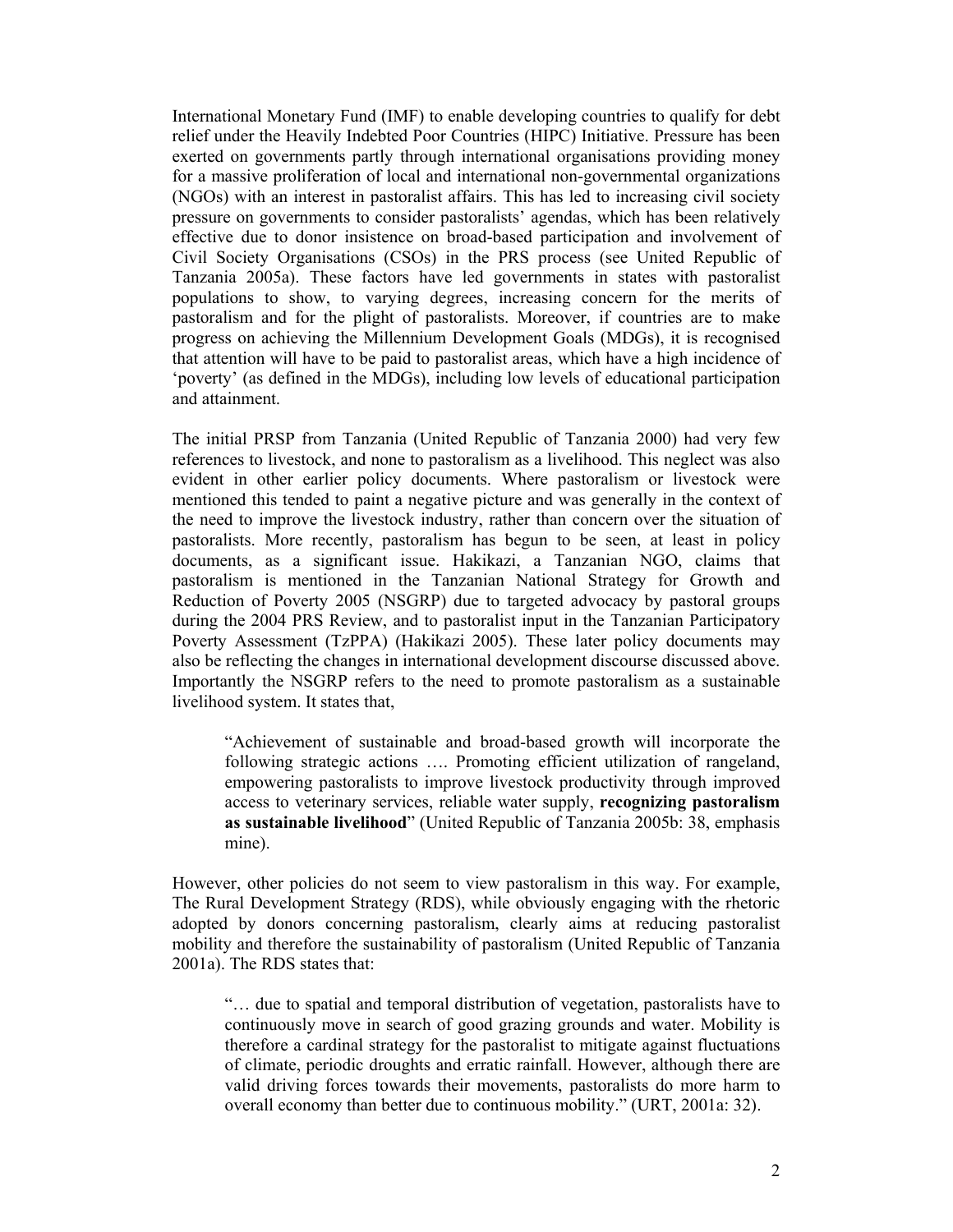International Monetary Fund (IMF) to enable developing countries to qualify for debt relief under the Heavily Indebted Poor Countries (HIPC) Initiative. Pressure has been exerted on governments partly through international organisations providing money for a massive proliferation of local and international non-governmental organizations (NGOs) with an interest in pastoralist affairs. This has led to increasing civil society pressure on governments to consider pastoralists' agendas, which has been relatively effective due to donor insistence on broad-based participation and involvement of Civil Society Organisations (CSOs) in the PRS process (see United Republic of Tanzania 2005a). These factors have led governments in states with pastoralist populations to show, to varying degrees, increasing concern for the merits of pastoralism and for the plight of pastoralists. Moreover, if countries are to make progress on achieving the Millennium Development Goals (MDGs), it is recognised that attention will have to be paid to pastoralist areas, which have a high incidence of 'poverty' (as defined in the MDGs), including low levels of educational participation and attainment.

The initial PRSP from Tanzania (United Republic of Tanzania 2000) had very few references to livestock, and none to pastoralism as a livelihood. This neglect was also evident in other earlier policy documents. Where pastoralism or livestock were mentioned this tended to paint a negative picture and was generally in the context of the need to improve the livestock industry, rather than concern over the situation of pastoralists. More recently, pastoralism has begun to be seen, at least in policy documents, as a significant issue. Hakikazi, a Tanzanian NGO, claims that pastoralism is mentioned in the Tanzanian National Strategy for Growth and Reduction of Poverty 2005 (NSGRP) due to targeted advocacy by pastoral groups during the 2004 PRS Review, and to pastoralist input in the Tanzanian Participatory Poverty Assessment (TzPPA) (Hakikazi 2005). These later policy documents may also be reflecting the changes in international development discourse discussed above. Importantly the NSGRP refers to the need to promote pastoralism as a sustainable livelihood system. It states that,

> "Achievement of sustainable and broad-based growth will incorporate the following strategic actions …. Promoting efficient utilization of rangeland, empowering pastoralists to improve livestock productivity through improved access to veterinary services, reliable water supply, **recognizing pastoralism as sustainable livelihood**" (United Republic of Tanzania 2005b: 38, emphasis mine).

However, other policies do not seem to view pastoralism in this way. For example, The Rural Development Strategy (RDS), while obviously engaging with the rhetoric adopted by donors concerning pastoralism, clearly aims at reducing pastoralist mobility and therefore the sustainability of pastoralism (United Republic of Tanzania 2001a). The RDS states that:

> "… due to spatial and temporal distribution of vegetation, pastoralists have to continuously move in search of good grazing grounds and water. Mobility is therefore a cardinal strategy for the pastoralist to mitigate against fluctuations of climate, periodic droughts and erratic rainfall. However, although there are valid driving forces towards their movements, pastoralists do more harm to overall economy than better due to continuous mobility." (URT, 2001a: 32).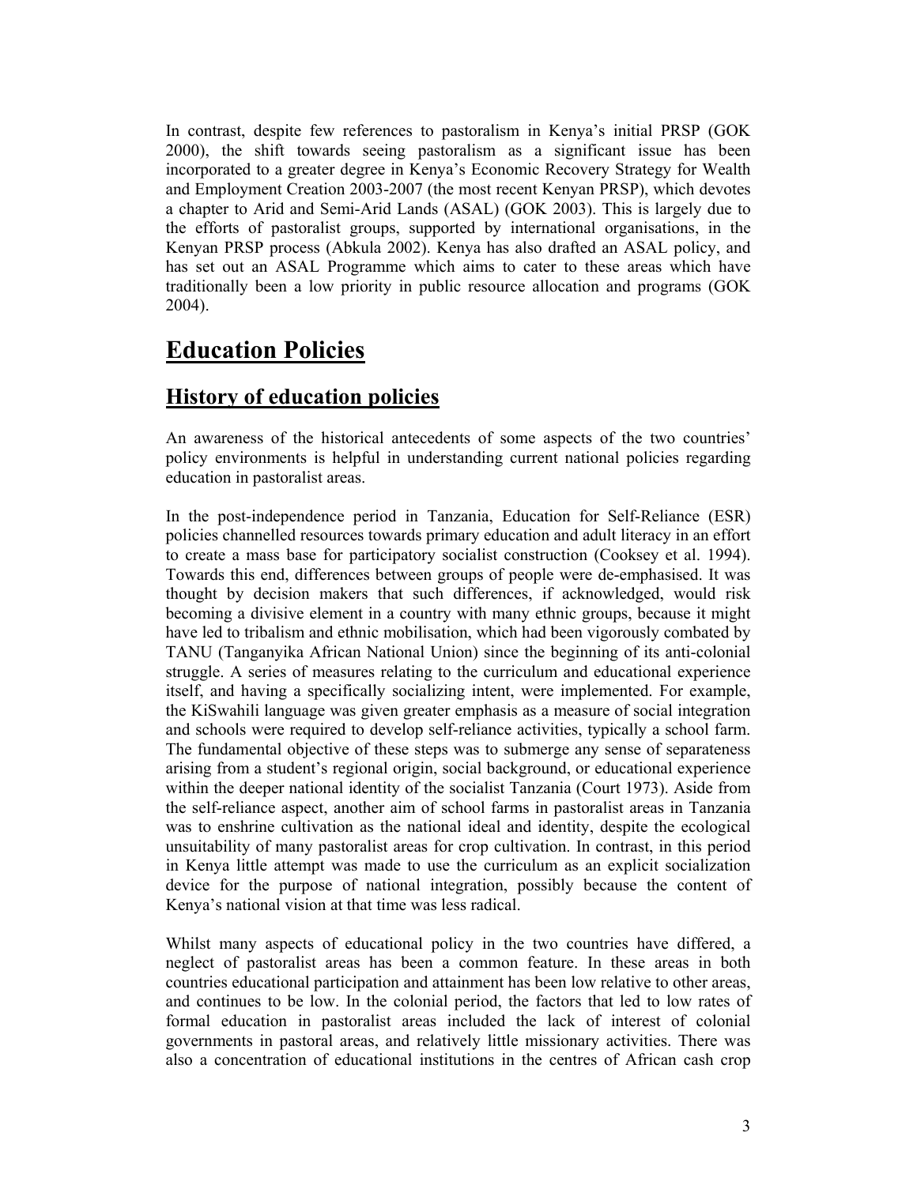In contrast, despite few references to pastoralism in Kenya's initial PRSP (GOK 2000), the shift towards seeing pastoralism as a significant issue has been incorporated to a greater degree in Kenya's Economic Recovery Strategy for Wealth and Employment Creation 2003-2007 (the most recent Kenyan PRSP), which devotes a chapter to Arid and Semi-Arid Lands (ASAL) (GOK 2003). This is largely due to the efforts of pastoralist groups, supported by international organisations, in the Kenyan PRSP process (Abkula 2002). Kenya has also drafted an ASAL policy, and has set out an ASAL Programme which aims to cater to these areas which have traditionally been a low priority in public resource allocation and programs (GOK 2004).

# Education Policies

## History of education policies

An awareness of the historical antecedents of some aspects of the two countries' policy environments is helpful in understanding current national policies regarding education in pastoralist areas.

In the post-independence period in Tanzania, Education for Self-Reliance (ESR) policies channelled resources towards primary education and adult literacy in an effort to create a mass base for participatory socialist construction (Cooksey et al. 1994). Towards this end, differences between groups of people were de-emphasised. It was thought by decision makers that such differences, if acknowledged, would risk becoming a divisive element in a country with many ethnic groups, because it might have led to tribalism and ethnic mobilisation, which had been vigorously combated by TANU (Tanganyika African National Union) since the beginning of its anti-colonial struggle. A series of measures relating to the curriculum and educational experience itself, and having a specifically socializing intent, were implemented. For example, the KiSwahili language was given greater emphasis as a measure of social integration and schools were required to develop self-reliance activities, typically a school farm. The fundamental objective of these steps was to submerge any sense of separateness arising from a student's regional origin, social background, or educational experience within the deeper national identity of the socialist Tanzania (Court 1973). Aside from the self-reliance aspect, another aim of school farms in pastoralist areas in Tanzania was to enshrine cultivation as the national ideal and identity, despite the ecological unsuitability of many pastoralist areas for crop cultivation. In contrast, in this period in Kenya little attempt was made to use the curriculum as an explicit socialization device for the purpose of national integration, possibly because the content of Kenya's national vision at that time was less radical.

Whilst many aspects of educational policy in the two countries have differed, a neglect of pastoralist areas has been a common feature. In these areas in both countries educational participation and attainment has been low relative to other areas, and continues to be low. In the colonial period, the factors that led to low rates of formal education in pastoralist areas included the lack of interest of colonial governments in pastoral areas, and relatively little missionary activities. There was also a concentration of educational institutions in the centres of African cash crop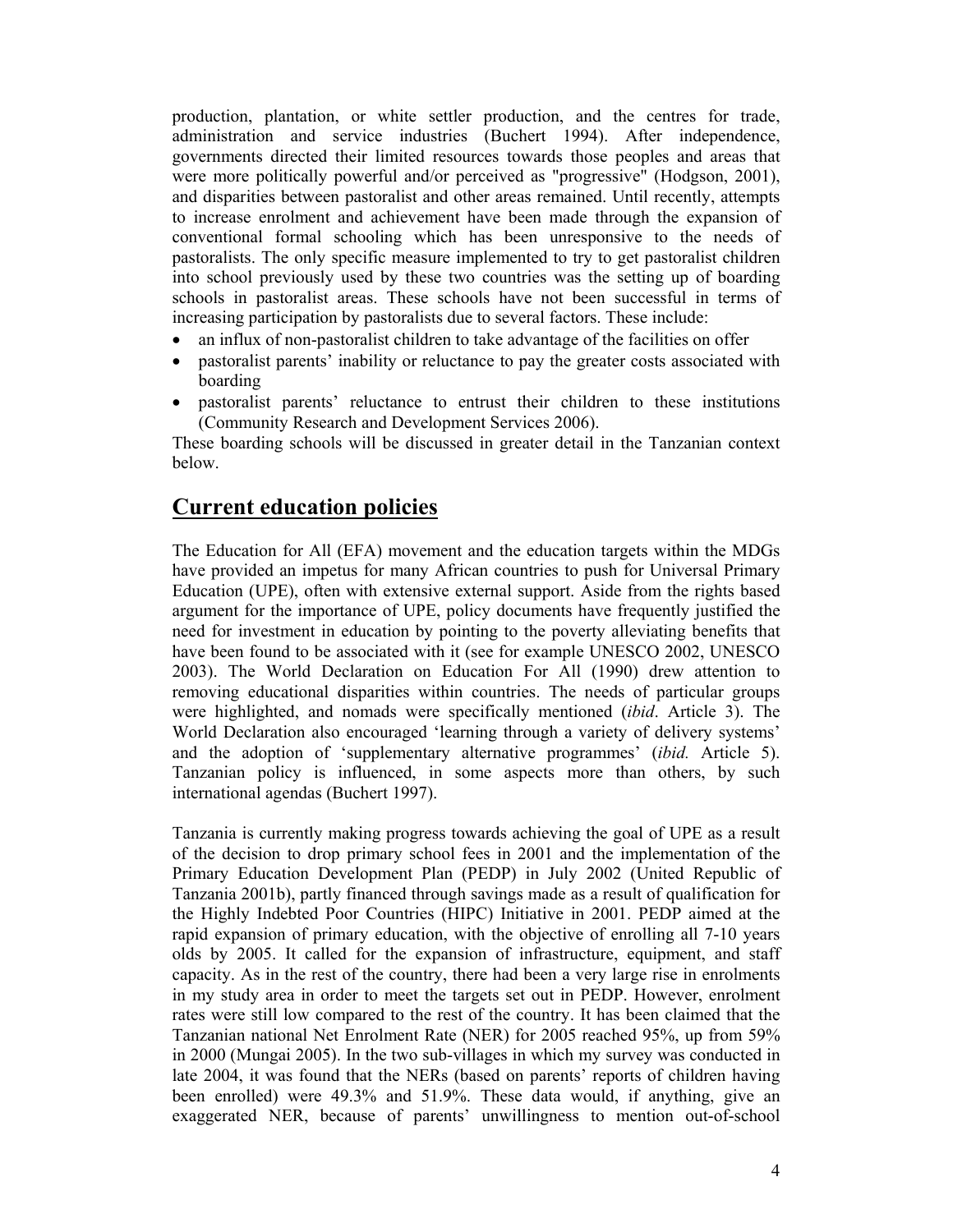production, plantation, or white settler production, and the centres for trade, administration and service industries (Buchert 1994). After independence, governments directed their limited resources towards those peoples and areas that were more politically powerful and/or perceived as "progressive" (Hodgson, 2001), and disparities between pastoralist and other areas remained. Until recently, attempts to increase enrolment and achievement have been made through the expansion of conventional formal schooling which has been unresponsive to the needs of pastoralists. The only specific measure implemented to try to get pastoralist children into school previously used by these two countries was the setting up of boarding schools in pastoralist areas. These schools have not been successful in terms of increasing participation by pastoralists due to several factors. These include:

- an influx of non-pastoralist children to take advantage of the facilities on offer
- pastoralist parents' inability or reluctance to pay the greater costs associated with boarding
- pastoralist parents' reluctance to entrust their children to these institutions (Community Research and Development Services 2006).

These boarding schools will be discussed in greater detail in the Tanzanian context below.

## Current education policies

The Education for All (EFA) movement and the education targets within the MDGs have provided an impetus for many African countries to push for Universal Primary Education (UPE), often with extensive external support. Aside from the rights based argument for the importance of UPE, policy documents have frequently justified the need for investment in education by pointing to the poverty alleviating benefits that have been found to be associated with it (see for example UNESCO 2002, UNESCO 2003). The World Declaration on Education For All (1990) drew attention to removing educational disparities within countries. The needs of particular groups were highlighted, and nomads were specifically mentioned (*ibid*. Article 3). The World Declaration also encouraged 'learning through a variety of delivery systems' and the adoption of 'supplementary alternative programmes' (*ibid.* Article 5). Tanzanian policy is influenced, in some aspects more than others, by such international agendas (Buchert 1997).

Tanzania is currently making progress towards achieving the goal of UPE as a result of the decision to drop primary school fees in 2001 and the implementation of the Primary Education Development Plan (PEDP) in July 2002 (United Republic of Tanzania 2001b), partly financed through savings made as a result of qualification for the Highly Indebted Poor Countries (HIPC) Initiative in 2001. PEDP aimed at the rapid expansion of primary education, with the objective of enrolling all 7-10 years olds by 2005. It called for the expansion of infrastructure, equipment, and staff capacity. As in the rest of the country, there had been a very large rise in enrolments in my study area in order to meet the targets set out in PEDP. However, enrolment rates were still low compared to the rest of the country. It has been claimed that the Tanzanian national Net Enrolment Rate (NER) for 2005 reached 95%, up from 59% in 2000 (Mungai 2005). In the two sub-villages in which my survey was conducted in late 2004, it was found that the NERs (based on parents' reports of children having been enrolled) were 49.3% and 51.9%. These data would, if anything, give an exaggerated NER, because of parents' unwillingness to mention out-of-school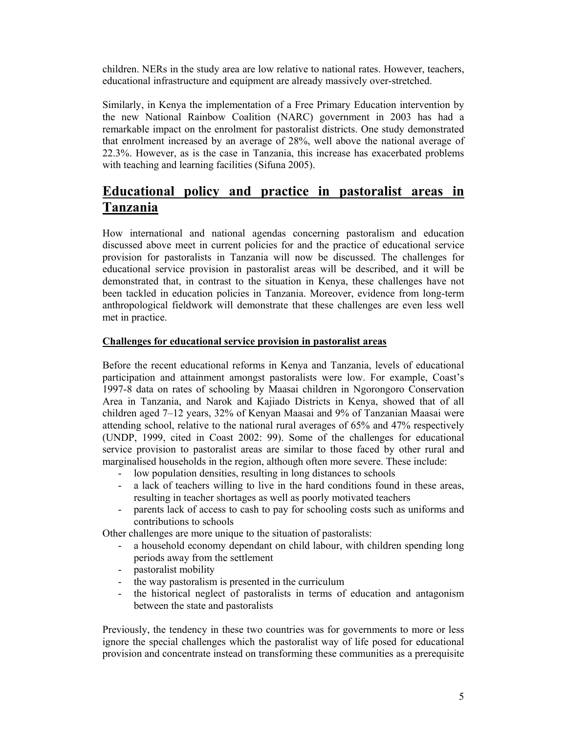children. NERs in the study area are low relative to national rates. However, teachers, educational infrastructure and equipment are already massively over-stretched.

Similarly, in Kenya the implementation of a Free Primary Education intervention by the new National Rainbow Coalition (NARC) government in 2003 has had a remarkable impact on the enrolment for pastoralist districts. One study demonstrated that enrolment increased by an average of 28%, well above the national average of 22.3%. However, as is the case in Tanzania, this increase has exacerbated problems with teaching and learning facilities (Sifuna 2005).

# Educational policy and practice in pastoralist areas in Tanzania

How international and national agendas concerning pastoralism and education discussed above meet in current policies for and the practice of educational service provision for pastoralists in Tanzania will now be discussed. The challenges for educational service provision in pastoralist areas will be described, and it will be demonstrated that, in contrast to the situation in Kenya, these challenges have not been tackled in education policies in Tanzania. Moreover, evidence from long-term anthropological fieldwork will demonstrate that these challenges are even less well met in practice.

## Challenges for educational service provision in pastoralist areas

Before the recent educational reforms in Kenya and Tanzania, levels of educational participation and attainment amongst pastoralists were low. For example, Coast's 1997-8 data on rates of schooling by Maasai children in Ngorongoro Conservation Area in Tanzania, and Narok and Kajiado Districts in Kenya, showed that of all children aged 7–12 years, 32% of Kenyan Maasai and 9% of Tanzanian Maasai were attending school, relative to the national rural averages of 65% and 47% respectively (UNDP, 1999, cited in Coast 2002: 99). Some of the challenges for educational service provision to pastoralist areas are similar to those faced by other rural and marginalised households in the region, although often more severe. These include:

- low population densities, resulting in long distances to schools
- a lack of teachers willing to live in the hard conditions found in these areas, resulting in teacher shortages as well as poorly motivated teachers
- parents lack of access to cash to pay for schooling costs such as uniforms and contributions to schools

Other challenges are more unique to the situation of pastoralists:

- a household economy dependant on child labour, with children spending long periods away from the settlement
- pastoralist mobility
- the way pastoralism is presented in the curriculum
- the historical neglect of pastoralists in terms of education and antagonism between the state and pastoralists

Previously, the tendency in these two countries was for governments to more or less ignore the special challenges which the pastoralist way of life posed for educational provision and concentrate instead on transforming these communities as a prerequisite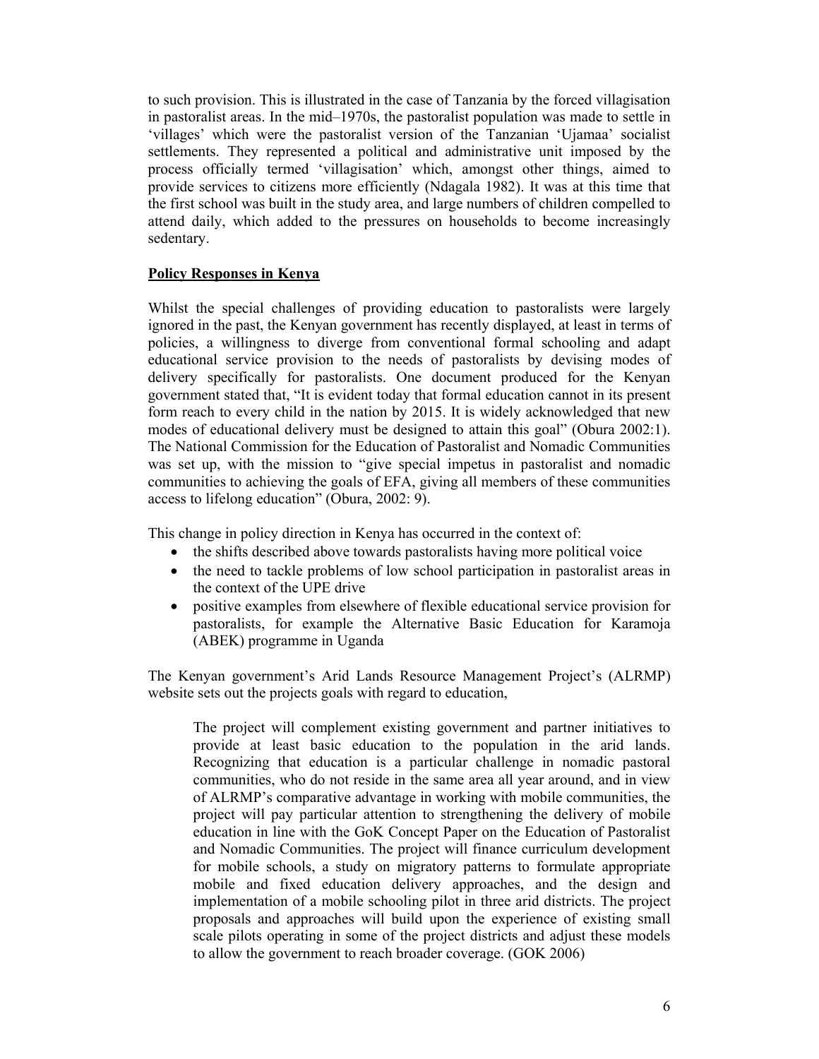to such provision. This is illustrated in the case of Tanzania by the forced villagisation in pastoralist areas. In the mid–1970s, the pastoralist population was made to settle in 'villages' which were the pastoralist version of the Tanzanian 'Ujamaa' socialist settlements. They represented a political and administrative unit imposed by the process officially termed 'villagisation' which, amongst other things, aimed to provide services to citizens more efficiently (Ndagala 1982). It was at this time that the first school was built in the study area, and large numbers of children compelled to attend daily, which added to the pressures on households to become increasingly sedentary.

## Policy Responses in Kenya

Whilst the special challenges of providing education to pastoralists were largely ignored in the past, the Kenyan government has recently displayed, at least in terms of policies, a willingness to diverge from conventional formal schooling and adapt educational service provision to the needs of pastoralists by devising modes of delivery specifically for pastoralists. One document produced for the Kenyan government stated that, "It is evident today that formal education cannot in its present form reach to every child in the nation by 2015. It is widely acknowledged that new modes of educational delivery must be designed to attain this goal" (Obura 2002:1). The National Commission for the Education of Pastoralist and Nomadic Communities was set up, with the mission to "give special impetus in pastoralist and nomadic communities to achieving the goals of EFA, giving all members of these communities access to lifelong education" (Obura, 2002: 9).

This change in policy direction in Kenya has occurred in the context of:

- the shifts described above towards pastoralists having more political voice
- the need to tackle problems of low school participation in pastoralist areas in the context of the UPE drive
- positive examples from elsewhere of flexible educational service provision for pastoralists, for example the Alternative Basic Education for Karamoja (ABEK) programme in Uganda

The Kenyan government's Arid Lands Resource Management Project's (ALRMP) website sets out the projects goals with regard to education,

> The project will complement existing government and partner initiatives to provide at least basic education to the population in the arid lands. Recognizing that education is a particular challenge in nomadic pastoral communities, who do not reside in the same area all year around, and in view of ALRMP's comparative advantage in working with mobile communities, the project will pay particular attention to strengthening the delivery of mobile education in line with the GoK Concept Paper on the Education of Pastoralist and Nomadic Communities. The project will finance curriculum development for mobile schools, a study on migratory patterns to formulate appropriate mobile and fixed education delivery approaches, and the design and implementation of a mobile schooling pilot in three arid districts. The project proposals and approaches will build upon the experience of existing small scale pilots operating in some of the project districts and adjust these models to allow the government to reach broader coverage. (GOK 2006)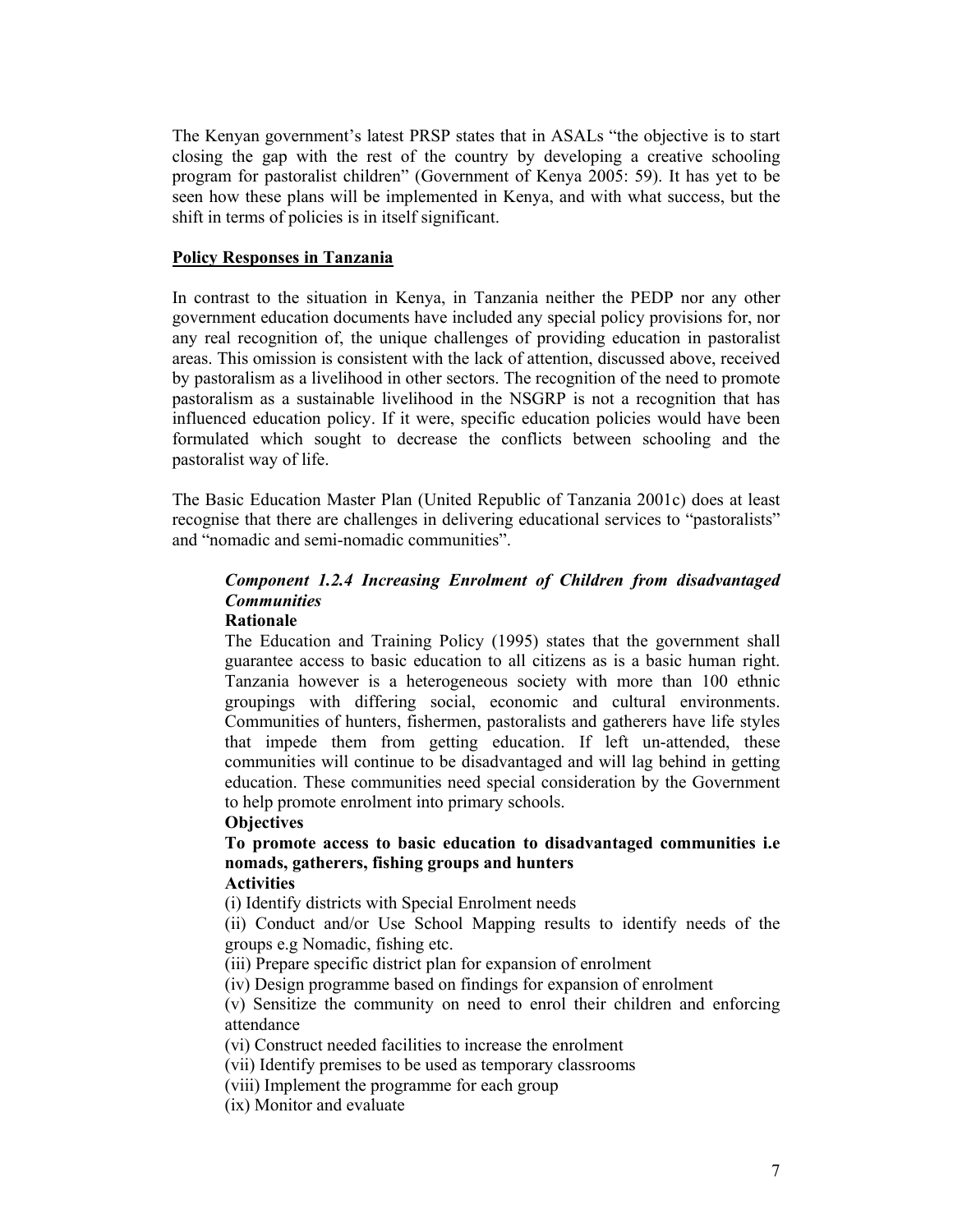The Kenyan government's latest PRSP states that in ASALs "the objective is to start closing the gap with the rest of the country by developing a creative schooling program for pastoralist children" (Government of Kenya 2005: 59). It has yet to be seen how these plans will be implemented in Kenya, and with what success, but the shift in terms of policies is in itself significant.

## Policy Responses in Tanzania

In contrast to the situation in Kenya, in Tanzania neither the PEDP nor any other government education documents have included any special policy provisions for, nor any real recognition of, the unique challenges of providing education in pastoralist areas. This omission is consistent with the lack of attention, discussed above, received by pastoralism as a livelihood in other sectors. The recognition of the need to promote pastoralism as a sustainable livelihood in the NSGRP is not a recognition that has influenced education policy. If it were, specific education policies would have been formulated which sought to decrease the conflicts between schooling and the pastoralist way of life.

The Basic Education Master Plan (United Republic of Tanzania 2001c) does at least recognise that there are challenges in delivering educational services to "pastoralists" and "nomadic and semi-nomadic communities".

> ***Component 1.2.4 Increasing Enrolment of Children from disadvantaged Communities***
>
> **Rationale**
>
> The Education and Training Policy (1995) states that the government shall guarantee access to basic education to all citizens as is a basic human right. Tanzania however is a heterogeneous society with more than 100 ethnic groupings with differing social, economic and cultural environments. Communities of hunters, fishermen, pastoralists and gatherers have life styles that impede them from getting education. If left un-attended, these communities will continue to be disadvantaged and will lag behind in getting education. These communities need special consideration by the Government to help promote enrolment into primary schools.
>
> **Objectives**
>
> **To promote access to basic education to disadvantaged communities i.e nomads, gatherers, fishing groups and hunters**
>
> **Activities**
>
> (i) Identify districts with Special Enrolment needs
>
> (ii) Conduct and/or Use School Mapping results to identify needs of the groups e.g Nomadic, fishing etc.
>
> (iii) Prepare specific district plan for expansion of enrolment
>
> (iv) Design programme based on findings for expansion of enrolment
>
> (v) Sensitize the community on need to enrol their children and enforcing attendance
>
> (vi) Construct needed facilities to increase the enrolment
>
> (vii) Identify premises to be used as temporary classrooms
>
> (viii) Implement the programme for each group
>
> (ix) Monitor and evaluate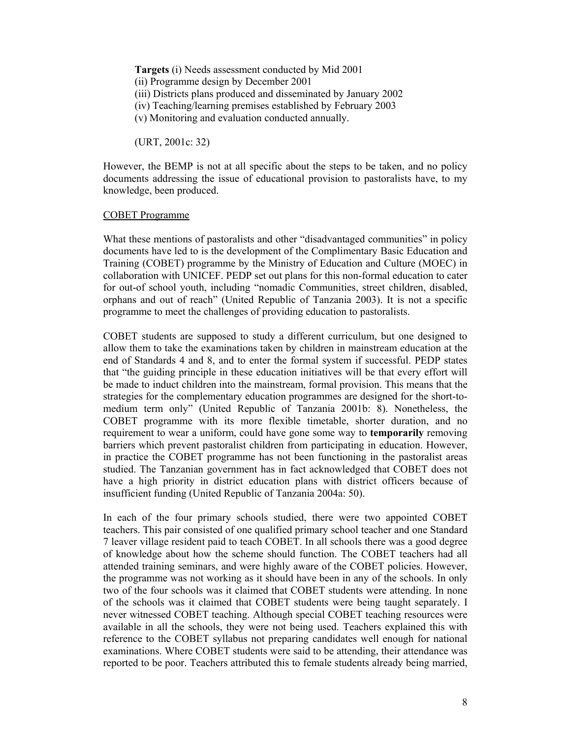**Targets** (i) Needs assessment conducted by Mid 2001
(ii) Programme design by December 2001
(iii) Districts plans produced and disseminated by January 2002
(iv) Teaching/learning premises established by February 2003
(v) Monitoring and evaluation conducted annually.

(URT, 2001c: 32)

However, the BEMP is not at all specific about the steps to be taken, and no policy documents addressing the issue of educational provision to pastoralists have, to my knowledge, been produced.

COBET Programme

What these mentions of pastoralists and other "disadvantaged communities" in policy documents have led to is the development of the Complimentary Basic Education and Training (COBET) programme by the Ministry of Education and Culture (MOEC) in collaboration with UNICEF. PEDP set out plans for this non-formal education to cater for out-of school youth, including "nomadic Communities, street children, disabled, orphans and out of reach" (United Republic of Tanzania 2003). It is not a specific programme to meet the challenges of providing education to pastoralists.

COBET students are supposed to study a different curriculum, but one designed to allow them to take the examinations taken by children in mainstream education at the end of Standards 4 and 8, and to enter the formal system if successful. PEDP states that "the guiding principle in these education initiatives will be that every effort will be made to induct children into the mainstream, formal provision. This means that the strategies for the complementary education programmes are designed for the short-to-medium term only" (United Republic of Tanzania 2001b: 8). Nonetheless, the COBET programme with its more flexible timetable, shorter duration, and no requirement to wear a uniform, could have gone some way to **temporarily** removing barriers which prevent pastoralist children from participating in education. However, in practice the COBET programme has not been functioning in the pastoralist areas studied. The Tanzanian government has in fact acknowledged that COBET does not have a high priority in district education plans with district officers because of insufficient funding (United Republic of Tanzania 2004a: 50).

In each of the four primary schools studied, there were two appointed COBET teachers. This pair consisted of one qualified primary school teacher and one Standard 7 leaver village resident paid to teach COBET. In all schools there was a good degree of knowledge about how the scheme should function. The COBET teachers had all attended training seminars, and were highly aware of the COBET policies. However, the programme was not working as it should have been in any of the schools. In only two of the four schools was it claimed that COBET students were attending. In none of the schools was it claimed that COBET students were being taught separately. I never witnessed COBET teaching. Although special COBET teaching resources were available in all the schools, they were not being used. Teachers explained this with reference to the COBET syllabus not preparing candidates well enough for national examinations. Where COBET students were said to be attending, their attendance was reported to be poor. Teachers attributed this to female students already being married,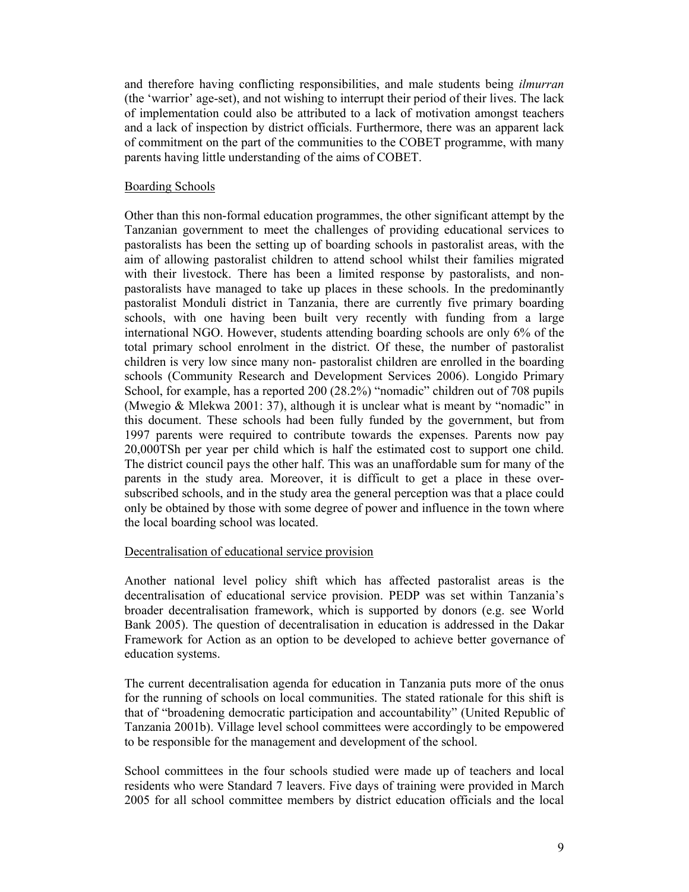and therefore having conflicting responsibilities, and male students being *ilmurran* (the 'warrior' age-set), and not wishing to interrupt their period of their lives. The lack of implementation could also be attributed to a lack of motivation amongst teachers and a lack of inspection by district officials. Furthermore, there was an apparent lack of commitment on the part of the communities to the COBET programme, with many parents having little understanding of the aims of COBET.

## Boarding Schools

Other than this non-formal education programmes, the other significant attempt by the Tanzanian government to meet the challenges of providing educational services to pastoralists has been the setting up of boarding schools in pastoralist areas, with the aim of allowing pastoralist children to attend school whilst their families migrated with their livestock. There has been a limited response by pastoralists, and non-pastoralists have managed to take up places in these schools. In the predominantly pastoralist Monduli district in Tanzania, there are currently five primary boarding schools, with one having been built very recently with funding from a large international NGO. However, students attending boarding schools are only 6% of the total primary school enrolment in the district. Of these, the number of pastoralist children is very low since many non- pastoralist children are enrolled in the boarding schools (Community Research and Development Services 2006). Longido Primary School, for example, has a reported 200 (28.2%) "nomadic" children out of 708 pupils (Mwegio & Mlekwa 2001: 37), although it is unclear what is meant by "nomadic" in this document. These schools had been fully funded by the government, but from 1997 parents were required to contribute towards the expenses. Parents now pay 20,000TSh per year per child which is half the estimated cost to support one child. The district council pays the other half. This was an unaffordable sum for many of the parents in the study area. Moreover, it is difficult to get a place in these over-subscribed schools, and in the study area the general perception was that a place could only be obtained by those with some degree of power and influence in the town where the local boarding school was located.

## Decentralisation of educational service provision

Another national level policy shift which has affected pastoralist areas is the decentralisation of educational service provision. PEDP was set within Tanzania's broader decentralisation framework, which is supported by donors (e.g. see World Bank 2005). The question of decentralisation in education is addressed in the Dakar Framework for Action as an option to be developed to achieve better governance of education systems.

The current decentralisation agenda for education in Tanzania puts more of the onus for the running of schools on local communities. The stated rationale for this shift is that of "broadening democratic participation and accountability" (United Republic of Tanzania 2001b). Village level school committees were accordingly to be empowered to be responsible for the management and development of the school.

School committees in the four schools studied were made up of teachers and local residents who were Standard 7 leavers. Five days of training were provided in March 2005 for all school committee members by district education officials and the local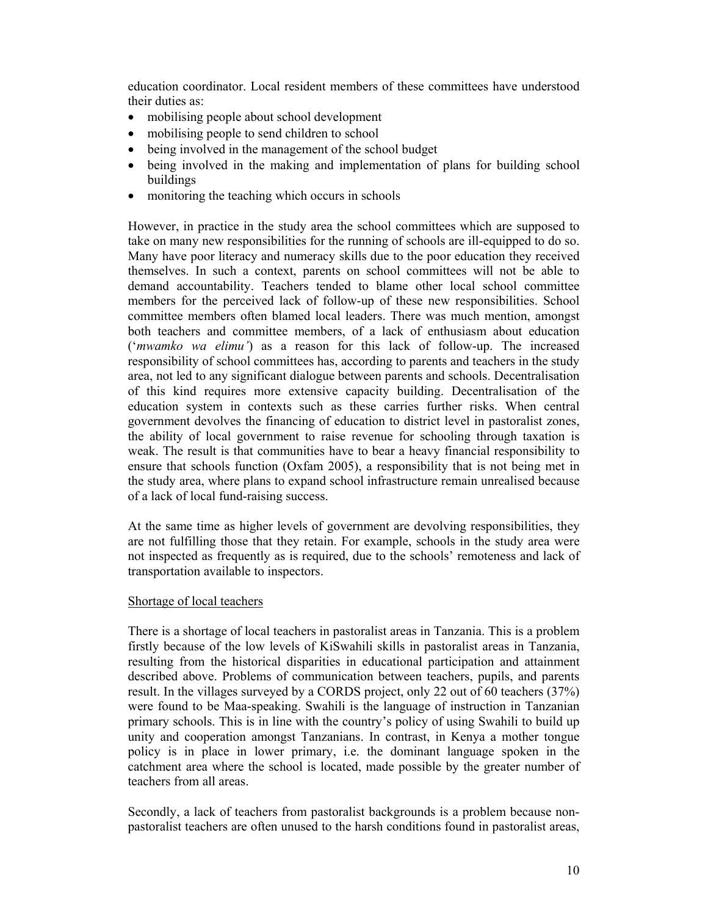education coordinator. Local resident members of these committees have understood their duties as:

- mobilising people about school development
- mobilising people to send children to school
- being involved in the management of the school budget
- being involved in the making and implementation of plans for building school buildings
- monitoring the teaching which occurs in schools

However, in practice in the study area the school committees which are supposed to take on many new responsibilities for the running of schools are ill-equipped to do so. Many have poor literacy and numeracy skills due to the poor education they received themselves. In such a context, parents on school committees will not be able to demand accountability. Teachers tended to blame other local school committee members for the perceived lack of follow-up of these new responsibilities. School committee members often blamed local leaders. There was much mention, amongst both teachers and committee members, of a lack of enthusiasm about education ('*mwamko wa elimu'*) as a reason for this lack of follow-up. The increased responsibility of school committees has, according to parents and teachers in the study area, not led to any significant dialogue between parents and schools. Decentralisation of this kind requires more extensive capacity building. Decentralisation of the education system in contexts such as these carries further risks. When central government devolves the financing of education to district level in pastoralist zones, the ability of local government to raise revenue for schooling through taxation is weak. The result is that communities have to bear a heavy financial responsibility to ensure that schools function (Oxfam 2005), a responsibility that is not being met in the study area, where plans to expand school infrastructure remain unrealised because of a lack of local fund-raising success.

At the same time as higher levels of government are devolving responsibilities, they are not fulfilling those that they retain. For example, schools in the study area were not inspected as frequently as is required, due to the schools' remoteness and lack of transportation available to inspectors.

<u>Shortage of local teachers</u>

There is a shortage of local teachers in pastoralist areas in Tanzania. This is a problem firstly because of the low levels of KiSwahili skills in pastoralist areas in Tanzania, resulting from the historical disparities in educational participation and attainment described above. Problems of communication between teachers, pupils, and parents result. In the villages surveyed by a CORDS project, only 22 out of 60 teachers (37%) were found to be Maa-speaking. Swahili is the language of instruction in Tanzanian primary schools. This is in line with the country's policy of using Swahili to build up unity and cooperation amongst Tanzanians. In contrast, in Kenya a mother tongue policy is in place in lower primary, i.e. the dominant language spoken in the catchment area where the school is located, made possible by the greater number of teachers from all areas.

Secondly, a lack of teachers from pastoralist backgrounds is a problem because non-pastoralist teachers are often unused to the harsh conditions found in pastoralist areas,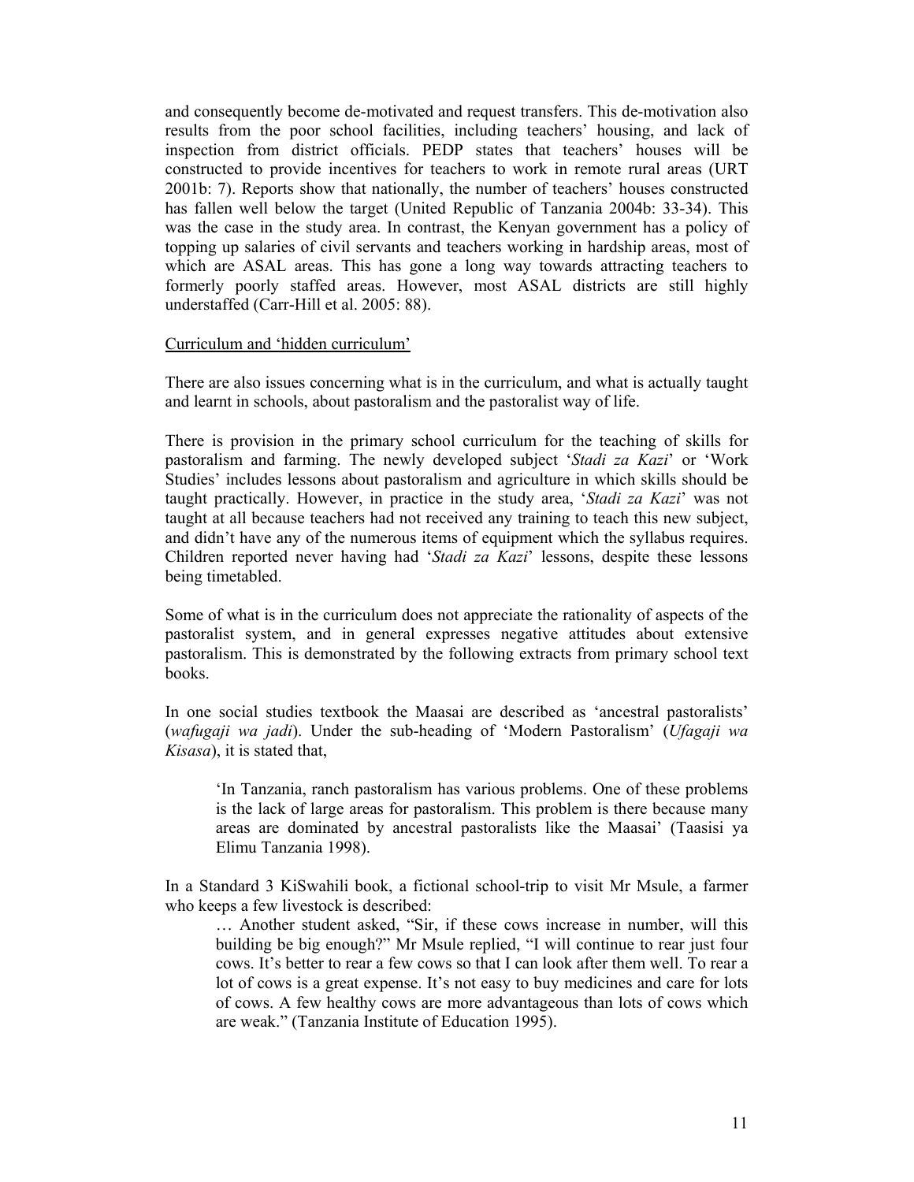and consequently become de-motivated and request transfers. This de-motivation also results from the poor school facilities, including teachers' housing, and lack of inspection from district officials. PEDP states that teachers' houses will be constructed to provide incentives for teachers to work in remote rural areas (URT 2001b: 7). Reports show that nationally, the number of teachers' houses constructed has fallen well below the target (United Republic of Tanzania 2004b: 33-34). This was the case in the study area. In contrast, the Kenyan government has a policy of topping up salaries of civil servants and teachers working in hardship areas, most of which are ASAL areas. This has gone a long way towards attracting teachers to formerly poorly staffed areas. However, most ASAL districts are still highly understaffed (Carr-Hill et al. 2005: 88).

<u>Curriculum and 'hidden curriculum'</u>

There are also issues concerning what is in the curriculum, and what is actually taught and learnt in schools, about pastoralism and the pastoralist way of life.

There is provision in the primary school curriculum for the teaching of skills for pastoralism and farming. The newly developed subject '*Stadi za Kazi*' or 'Work Studies' includes lessons about pastoralism and agriculture in which skills should be taught practically. However, in practice in the study area, '*Stadi za Kazi*' was not taught at all because teachers had not received any training to teach this new subject, and didn't have any of the numerous items of equipment which the syllabus requires. Children reported never having had '*Stadi za Kazi*' lessons, despite these lessons being timetabled.

Some of what is in the curriculum does not appreciate the rationality of aspects of the pastoralist system, and in general expresses negative attitudes about extensive pastoralism. This is demonstrated by the following extracts from primary school text books.

In one social studies textbook the Maasai are described as 'ancestral pastoralists' (*wafugaji wa jadi*). Under the sub-heading of 'Modern Pastoralism' (*Ufagaji wa Kisasa*), it is stated that,

> 'In Tanzania, ranch pastoralism has various problems. One of these problems is the lack of large areas for pastoralism. This problem is there because many areas are dominated by ancestral pastoralists like the Maasai' (Taasisi ya Elimu Tanzania 1998).

In a Standard 3 KiSwahili book, a fictional school-trip to visit Mr Msule, a farmer who keeps a few livestock is described:

> … Another student asked, "Sir, if these cows increase in number, will this building be big enough?" Mr Msule replied, "I will continue to rear just four cows. It's better to rear a few cows so that I can look after them well. To rear a lot of cows is a great expense. It's not easy to buy medicines and care for lots of cows. A few healthy cows are more advantageous than lots of cows which are weak." (Tanzania Institute of Education 1995).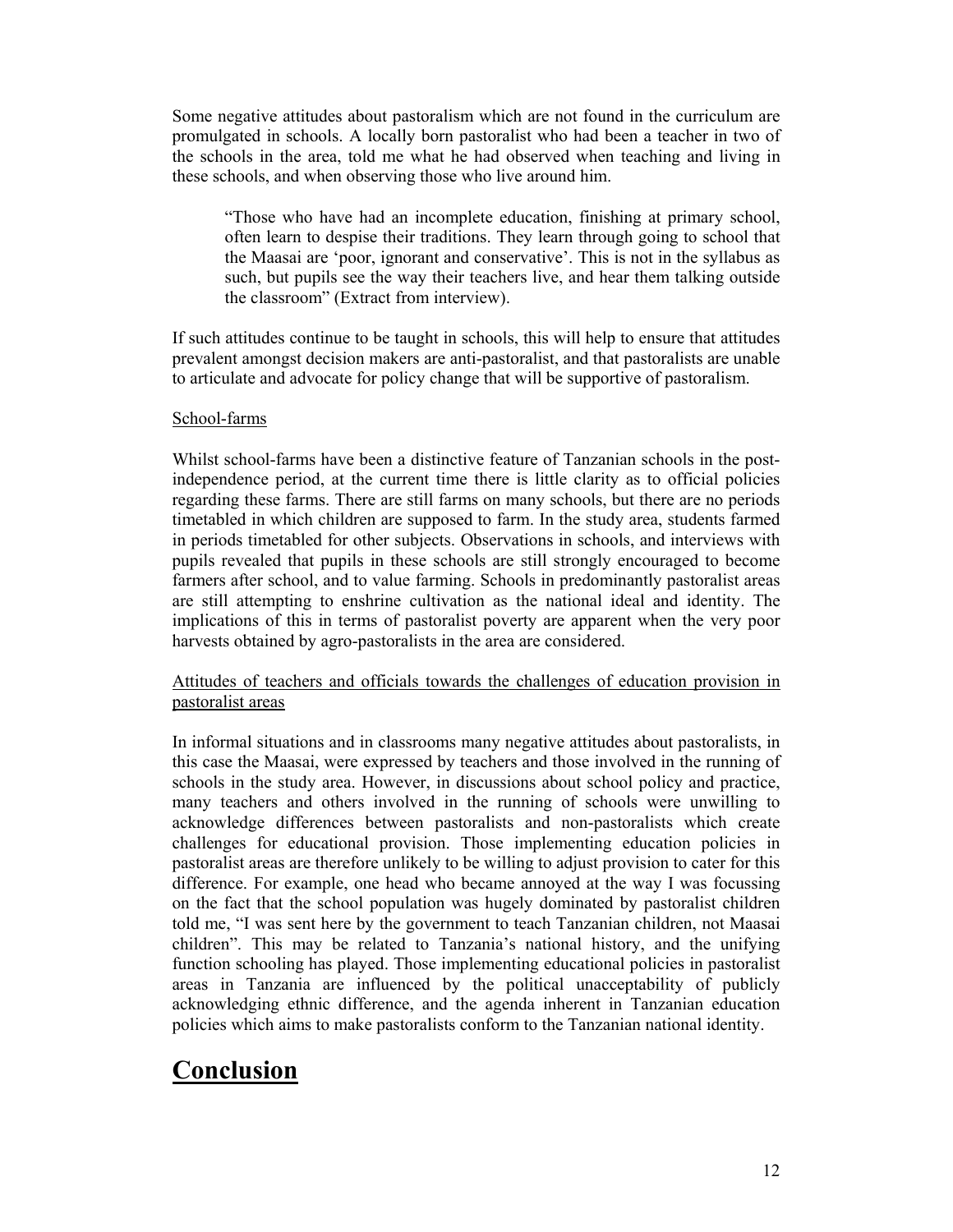Some negative attitudes about pastoralism which are not found in the curriculum are promulgated in schools. A locally born pastoralist who had been a teacher in two of the schools in the area, told me what he had observed when teaching and living in these schools, and when observing those who live around him.

> "Those who have had an incomplete education, finishing at primary school, often learn to despise their traditions. They learn through going to school that the Maasai are 'poor, ignorant and conservative'. This is not in the syllabus as such, but pupils see the way their teachers live, and hear them talking outside the classroom" (Extract from interview).

If such attitudes continue to be taught in schools, this will help to ensure that attitudes prevalent amongst decision makers are anti-pastoralist, and that pastoralists are unable to articulate and advocate for policy change that will be supportive of pastoralism.

<u>School-farms</u>

Whilst school-farms have been a distinctive feature of Tanzanian schools in the post-independence period, at the current time there is little clarity as to official policies regarding these farms. There are still farms on many schools, but there are no periods timetabled in which children are supposed to farm. In the study area, students farmed in periods timetabled for other subjects. Observations in schools, and interviews with pupils revealed that pupils in these schools are still strongly encouraged to become farmers after school, and to value farming. Schools in predominantly pastoralist areas are still attempting to enshrine cultivation as the national ideal and identity. The implications of this in terms of pastoralist poverty are apparent when the very poor harvests obtained by agro-pastoralists in the area are considered.

<u>Attitudes of teachers and officials towards the challenges of education provision in pastoralist areas</u>

In informal situations and in classrooms many negative attitudes about pastoralists, in this case the Maasai, were expressed by teachers and those involved in the running of schools in the study area. However, in discussions about school policy and practice, many teachers and others involved in the running of schools were unwilling to acknowledge differences between pastoralists and non-pastoralists which create challenges for educational provision. Those implementing education policies in pastoralist areas are therefore unlikely to be willing to adjust provision to cater for this difference. For example, one head who became annoyed at the way I was focussing on the fact that the school population was hugely dominated by pastoralist children told me, "I was sent here by the government to teach Tanzanian children, not Maasai children". This may be related to Tanzania's national history, and the unifying function schooling has played. Those implementing educational policies in pastoralist areas in Tanzania are influenced by the political unacceptability of publicly acknowledging ethnic difference, and the agenda inherent in Tanzanian education policies which aims to make pastoralists conform to the Tanzanian national identity.

# <u>Conclusion</u>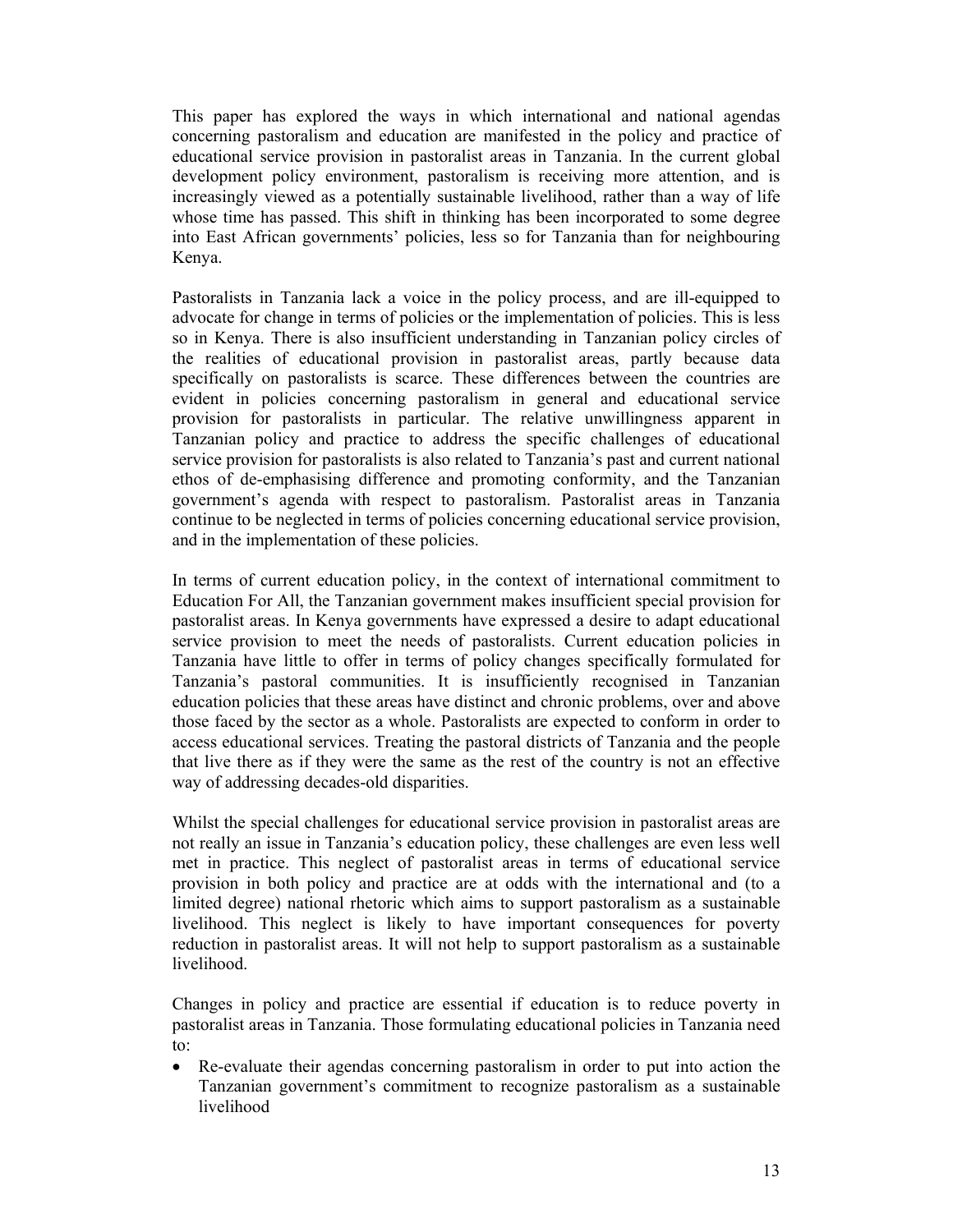This paper has explored the ways in which international and national agendas concerning pastoralism and education are manifested in the policy and practice of educational service provision in pastoralist areas in Tanzania. In the current global development policy environment, pastoralism is receiving more attention, and is increasingly viewed as a potentially sustainable livelihood, rather than a way of life whose time has passed. This shift in thinking has been incorporated to some degree into East African governments' policies, less so for Tanzania than for neighbouring Kenya.

Pastoralists in Tanzania lack a voice in the policy process, and are ill-equipped to advocate for change in terms of policies or the implementation of policies. This is less so in Kenya. There is also insufficient understanding in Tanzanian policy circles of the realities of educational provision in pastoralist areas, partly because data specifically on pastoralists is scarce. These differences between the countries are evident in policies concerning pastoralism in general and educational service provision for pastoralists in particular. The relative unwillingness apparent in Tanzanian policy and practice to address the specific challenges of educational service provision for pastoralists is also related to Tanzania's past and current national ethos of de-emphasising difference and promoting conformity, and the Tanzanian government's agenda with respect to pastoralism. Pastoralist areas in Tanzania continue to be neglected in terms of policies concerning educational service provision, and in the implementation of these policies.

In terms of current education policy, in the context of international commitment to Education For All, the Tanzanian government makes insufficient special provision for pastoralist areas. In Kenya governments have expressed a desire to adapt educational service provision to meet the needs of pastoralists. Current education policies in Tanzania have little to offer in terms of policy changes specifically formulated for Tanzania's pastoral communities. It is insufficiently recognised in Tanzanian education policies that these areas have distinct and chronic problems, over and above those faced by the sector as a whole. Pastoralists are expected to conform in order to access educational services. Treating the pastoral districts of Tanzania and the people that live there as if they were the same as the rest of the country is not an effective way of addressing decades-old disparities.

Whilst the special challenges for educational service provision in pastoralist areas are not really an issue in Tanzania's education policy, these challenges are even less well met in practice. This neglect of pastoralist areas in terms of educational service provision in both policy and practice are at odds with the international and (to a limited degree) national rhetoric which aims to support pastoralism as a sustainable livelihood. This neglect is likely to have important consequences for poverty reduction in pastoralist areas. It will not help to support pastoralism as a sustainable livelihood.

Changes in policy and practice are essential if education is to reduce poverty in pastoralist areas in Tanzania. Those formulating educational policies in Tanzania need to:

- Re-evaluate their agendas concerning pastoralism in order to put into action the Tanzanian government's commitment to recognize pastoralism as a sustainable livelihood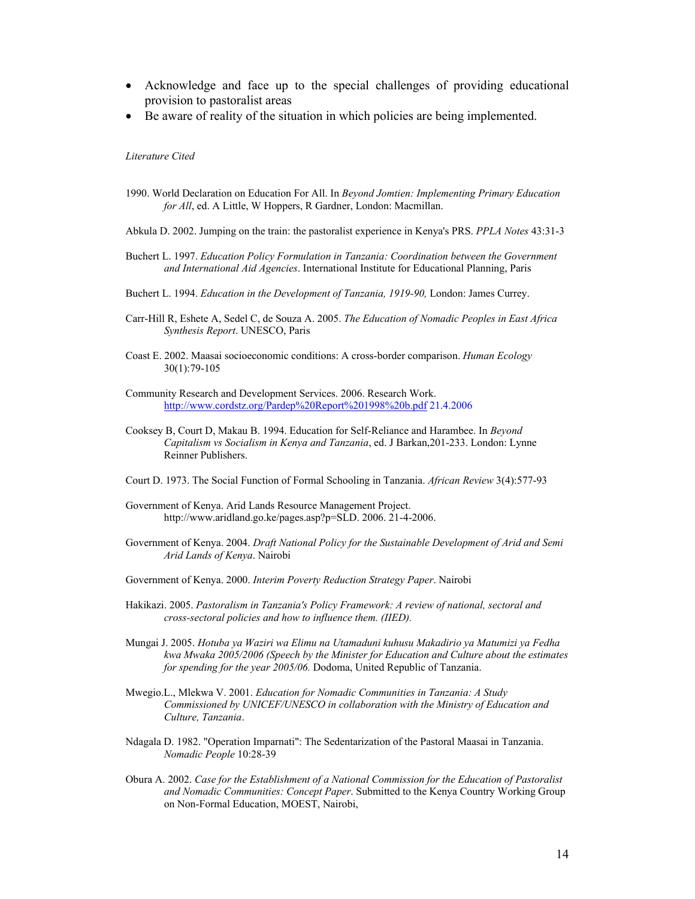- Acknowledge and face up to the special challenges of providing educational provision to pastoralist areas
- Be aware of reality of the situation in which policies are being implemented.

*Literature Cited*

1990. World Declaration on Education For All. In *Beyond Jomtien: Implementing Primary Education for All*, ed. A Little, W Hoppers, R Gardner, London: Macmillan.

Abkula D. 2002. Jumping on the train: the pastoralist experience in Kenya's PRS. *PPLA Notes* 43:31-3

Buchert L. 1997. *Education Policy Formulation in Tanzania: Coordination between the Government and International Aid Agencies*. International Institute for Educational Planning, Paris

Buchert L. 1994. *Education in the Development of Tanzania, 1919-90,* London: James Currey.

Carr-Hill R, Eshete A, Sedel C, de Souza A. 2005. *The Education of Nomadic Peoples in East Africa Synthesis Report*. UNESCO, Paris

Coast E. 2002. Maasai socioeconomic conditions: A cross-border comparison. *Human Ecology* 30(1):79-105

Community Research and Development Services. 2006. Research Work. http://www.cordstz.org/Pardep%20Report%201998%20b.pdf 21.4.2006

Cooksey B, Court D, Makau B. 1994. Education for Self-Reliance and Harambee. In *Beyond Capitalism vs Socialism in Kenya and Tanzania*, ed. J Barkan,201-233. London: Lynne Reinner Publishers.

Court D. 1973. The Social Function of Formal Schooling in Tanzania. *African Review* 3(4):577-93

Government of Kenya. Arid Lands Resource Management Project. http://www.aridland.go.ke/pages.asp?p=SLD. 2006. 21-4-2006.

Government of Kenya. 2004. *Draft National Policy for the Sustainable Development of Arid and Semi Arid Lands of Kenya*. Nairobi

Government of Kenya. 2000. *Interim Poverty Reduction Strategy Paper*. Nairobi

Hakikazi. 2005. *Pastoralism in Tanzania's Policy Framework: A review of national, sectoral and cross-sectoral policies and how to influence them. (IIED).*

Mungai J. 2005. *Hotuba ya Waziri wa Elimu na Utamaduni kuhusu Makadirio ya Matumizi ya Fedha kwa Mwaka 2005/2006 (Speech by the Minister for Education and Culture about the estimates for spending for the year 2005/06.* Dodoma, United Republic of Tanzania.

Mwegio.L., Mlekwa V. 2001. *Education for Nomadic Communities in Tanzania: A Study Commissioned by UNICEF/UNESCO in collaboration with the Ministry of Education and Culture, Tanzania*.

Ndagala D. 1982. "Operation Imparnati": The Sedentarization of the Pastoral Maasai in Tanzania. *Nomadic People* 10:28-39

Obura A. 2002. *Case for the Establishment of a National Commission for the Education of Pastoralist and Nomadic Communities: Concept Paper*. Submitted to the Kenya Country Working Group on Non-Formal Education, MOEST, Nairobi,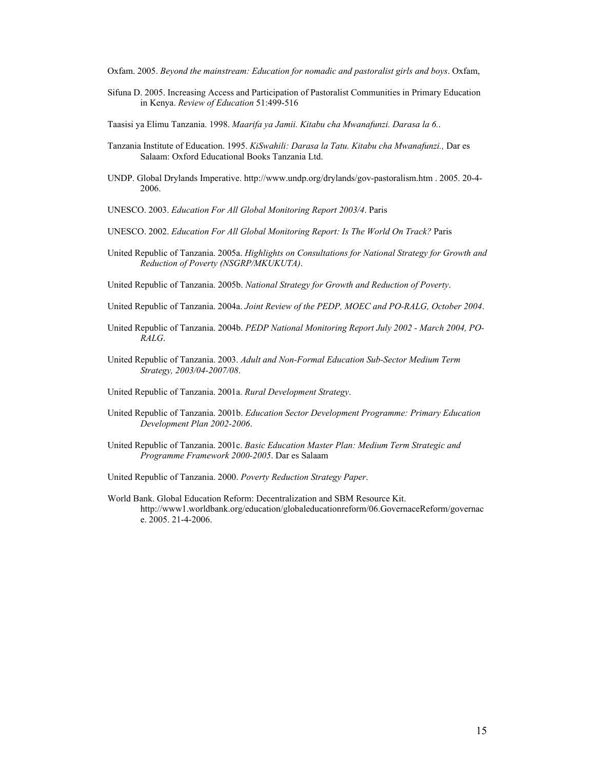Oxfam. 2005. *Beyond the mainstream: Education for nomadic and pastoralist girls and boys*. Oxfam,

Sifuna D. 2005. Increasing Access and Participation of Pastoralist Communities in Primary Education in Kenya. *Review of Education* 51:499-516

Taasisi ya Elimu Tanzania. 1998. *Maarifa ya Jamii. Kitabu cha Mwanafunzi. Darasa la 6.*.

Tanzania Institute of Education. 1995. *KiSwahili: Darasa la Tatu. Kitabu cha Mwanafunzi.,* Dar es Salaam: Oxford Educational Books Tanzania Ltd.

UNDP. Global Drylands Imperative. http://www.undp.org/drylands/gov-pastoralism.htm . 2005. 20-4-2006.

UNESCO. 2003. *Education For All Global Monitoring Report 2003/4*. Paris

UNESCO. 2002. *Education For All Global Monitoring Report: Is The World On Track?* Paris

United Republic of Tanzania. 2005a. *Highlights on Consultations for National Strategy for Growth and Reduction of Poverty (NSGRP/MKUKUTA)*.

United Republic of Tanzania. 2005b. *National Strategy for Growth and Reduction of Poverty*.

United Republic of Tanzania. 2004a. *Joint Review of the PEDP, MOEC and PO-RALG, October 2004*.

United Republic of Tanzania. 2004b. *PEDP National Monitoring Report July 2002 - March 2004, PO-RALG*.

United Republic of Tanzania. 2003. *Adult and Non-Formal Education Sub-Sector Medium Term Strategy, 2003/04-2007/08*.

United Republic of Tanzania. 2001a. *Rural Development Strategy*.

United Republic of Tanzania. 2001b. *Education Sector Development Programme: Primary Education Development Plan 2002-2006*.

United Republic of Tanzania. 2001c. *Basic Education Master Plan: Medium Term Strategic and Programme Framework 2000-2005*. Dar es Salaam

United Republic of Tanzania. 2000. *Poverty Reduction Strategy Paper*.

World Bank. Global Education Reform: Decentralization and SBM Resource Kit. http://www1.worldbank.org/education/globaleducationreform/06.GovernaceReform/governace. 2005. 21-4-2006.